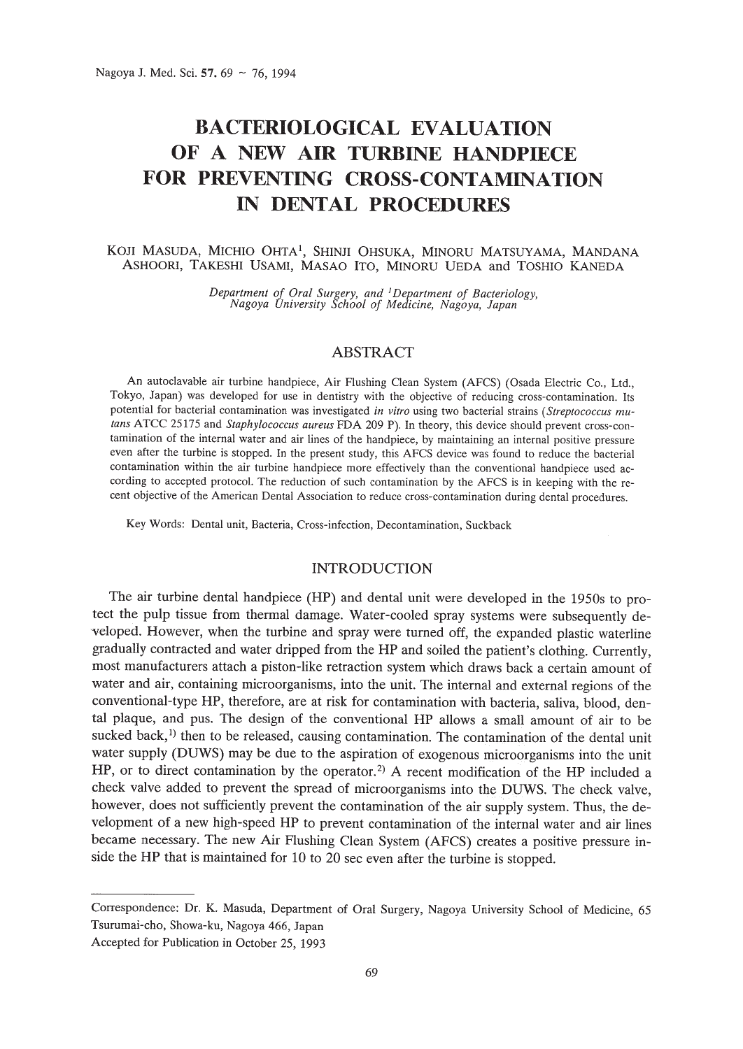# BACTERIOLOGICAL EVALUATION OF A NEW AIR TURBINE HANDPIECE FOR PREVENTING CROSS-CONTAMINATION IN DENTAL PROCEDURES

KOJI MASUDA, MICHIO OHTA[1], SHINJI OHSUKA, MINORU MATSUYAMA, MANDANA ASHOORI, TAKESHI USAMI, MASAO ITO, MINORU UEDA and TOSHIO KANEDA

*Department of Oral Surgery, and [1]Department of Bacteriology, Nagoya University School of Medicine, Nagoya, Japan*

## ABSTRACT

An autoclavable air turbine handpiece, Air Flushing Clean System (AFCS) (Osada Electric Co., Ltd., Tokyo, Japan) was developed for use in dentistry with the objective of reducing cross-contamination. Its potential for bacterial contamination was investigated *in vitro* using two bacterial strains (*Streptococcus mutans* ATCC 25175 and *Staphylococcus aureus* FDA 209 P). In theory, this device should prevent cross-contamination of the internal water and air lines of the handpiece, by maintaining an internal positive pressure even after the turbine is stopped. In the present study, this AFCS device was found to reduce the bacterial contamination within the air turbine handpiece more effectively than the conventional handpiece used according to accepted protocol. The reduction of such contamination by the AFCS is in keeping with the recent objective of the American Dental Association to reduce cross-contamination during dental procedures.

Key Words: Dental unit, Bacteria, Cross-infection, Decontamination, Suckback

## INTRODUCTION

The air turbine dental handpiece (HP) and dental unit were developed in the 1950s to protect the pulp tissue from thermal damage. Water-cooled spray systems were subsequently developed. However, when the turbine and spray were turned off, the expanded plastic waterline gradually contracted and water dripped from the HP and soiled the patient's clothing. Currently, most manufacturers attach a piston-like retraction system which draws back a certain amount of water and air, containing microorganisms, into the unit. The internal and external regions of the conventional-type HP, therefore, are at risk for contamination with bacteria, saliva, blood, dental plaque, and pus. The design of the conventional HP allows a small amount of air to be sucked back,[1)] then to be released, causing contamination. The contamination of the dental unit water supply (DUWS) may be due to the aspiration of exogenous microorganisms into the unit HP, or to direct contamination by the operator.[2)] A recent modification of the HP included a check valve added to prevent the spread of microorganisms into the DUWS. The check valve, however, does not sufficiently prevent the contamination of the air supply system. Thus, the development of a new high-speed HP to prevent contamination of the internal water and air lines became necessary. The new Air Flushing Clean System (AFCS) creates a positive pressure inside the HP that is maintained for 10 to 20 sec even after the turbine is stopped.

---

Correspondence: Dr. K. Masuda, Department of Oral Surgery, Nagoya University School of Medicine, 65 Tsurumai-cho, Showa-ku, Nagoya 466, Japan

Accepted for Publication in October 25, 1993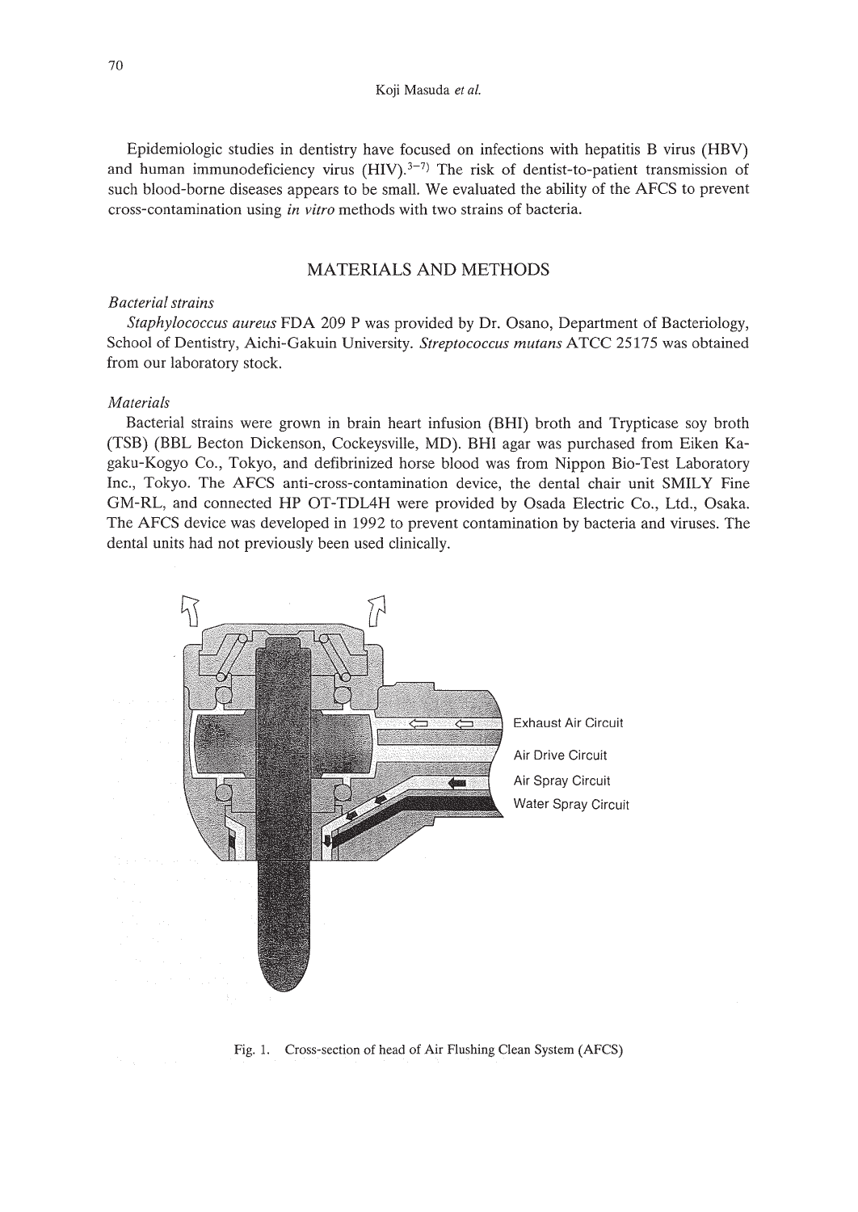Epidemiologic studies in dentistry have focused on infections with hepatitis B virus (HBV) and human immunodeficiency virus (HIV).[3–7] The risk of dentist-to-patient transmission of such blood-borne diseases appears to be small. We evaluated the ability of the AFCS to prevent cross-contamination using *in vitro* methods with two strains of bacteria.

## MATERIALS AND METHODS

### *Bacterial strains*

*Staphylococcus aureus* FDA 209 P was provided by Dr. Osano, Department of Bacteriology, School of Dentistry, Aichi-Gakuin University. *Streptococcus mutans* ATCC 25175 was obtained from our laboratory stock.

### *Materials*

Bacterial strains were grown in brain heart infusion (BHI) broth and Trypticase soy broth (TSB) (BBL Becton Dickenson, Cockeysville, MD). BHI agar was purchased from Eiken Kagaku-Kogyo Co., Tokyo, and defibrinized horse blood was from Nippon Bio-Test Laboratory Inc., Tokyo. The AFCS anti-cross-contamination device, the dental chair unit SMILY Fine GM-RL, and connected HP OT-TDL4H were provided by Osada Electric Co., Ltd., Osaka. The AFCS device was developed in 1992 to prevent contamination by bacteria and viruses. The dental units had not previously been used clinically.

Exhaust Air Circuit

Air Drive Circuit

Air Spray Circuit

Water Spray Circuit

Fig. 1. Cross-section of head of Air Flushing Clean System (AFCS)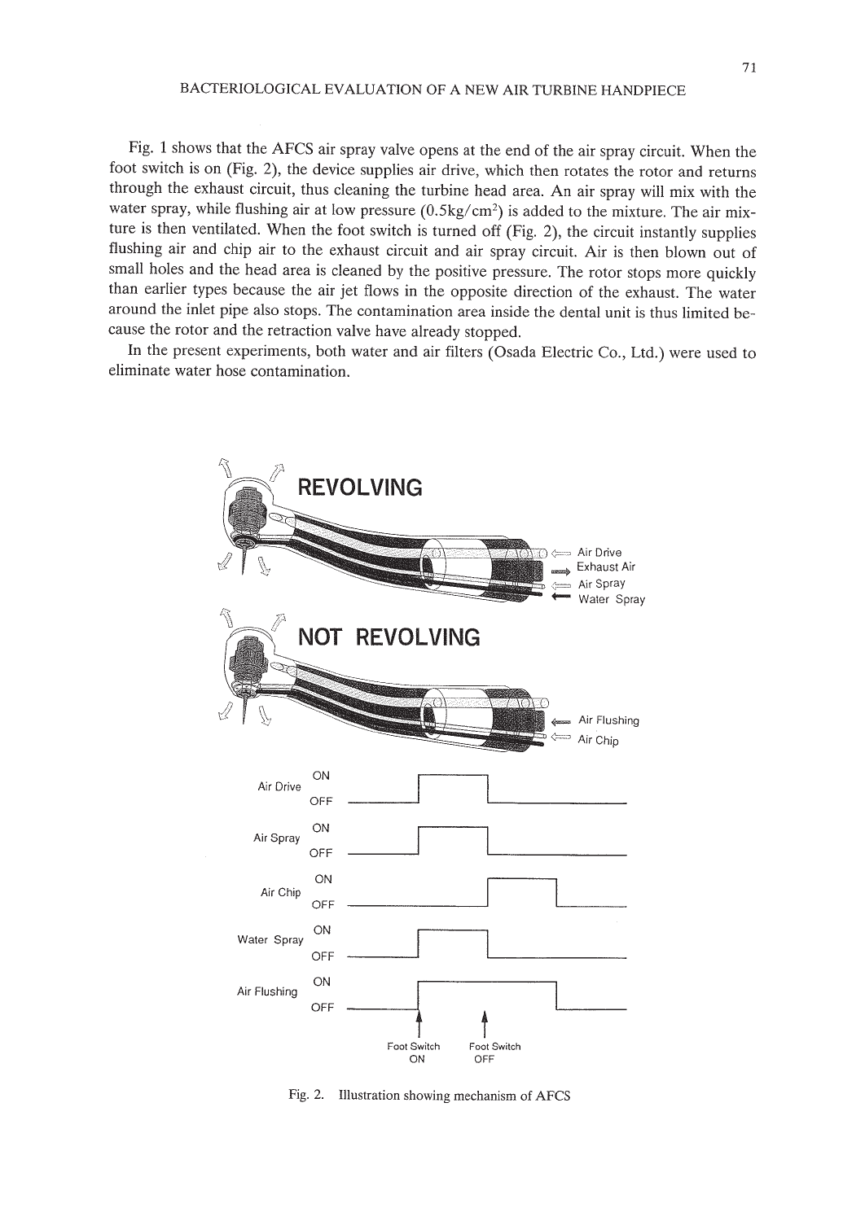Fig. 1 shows that the AFCS air spray valve opens at the end of the air spray circuit. When the foot switch is on (Fig. 2), the device supplies air drive, which then rotates the rotor and returns through the exhaust circuit, thus cleaning the turbine head area. An air spray will mix with the water spray, while flushing air at low pressure ($0.5 kg/cm^2$) is added to the mixture. The air mixture is then ventilated. When the foot switch is turned off (Fig. 2), the circuit instantly supplies flushing air and chip air to the exhaust circuit and air spray circuit. Air is then blown out of small holes and the head area is cleaned by the positive pressure. The rotor stops more quickly than earlier types because the air jet flows in the opposite direction of the exhaust. The water around the inlet pipe also stops. The contamination area inside the dental unit is thus limited because the rotor and the retraction valve have already stopped.

In the present experiments, both water and air filters (Osada Electric Co., Ltd.) were used to eliminate water hose contamination.

REVOLVING

Air Drive
Exhaust Air
Air Spray
Water Spray

NOT REVOLVING

Air Flushing
Air Chip

Air Drive ON / OFF
Air Spray ON / OFF
Air Chip ON / OFF
Water Spray ON / OFF
Air Flushing ON / OFF

Foot Switch ON — Foot Switch OFF

Fig. 2. Illustration showing mechanism of AFCS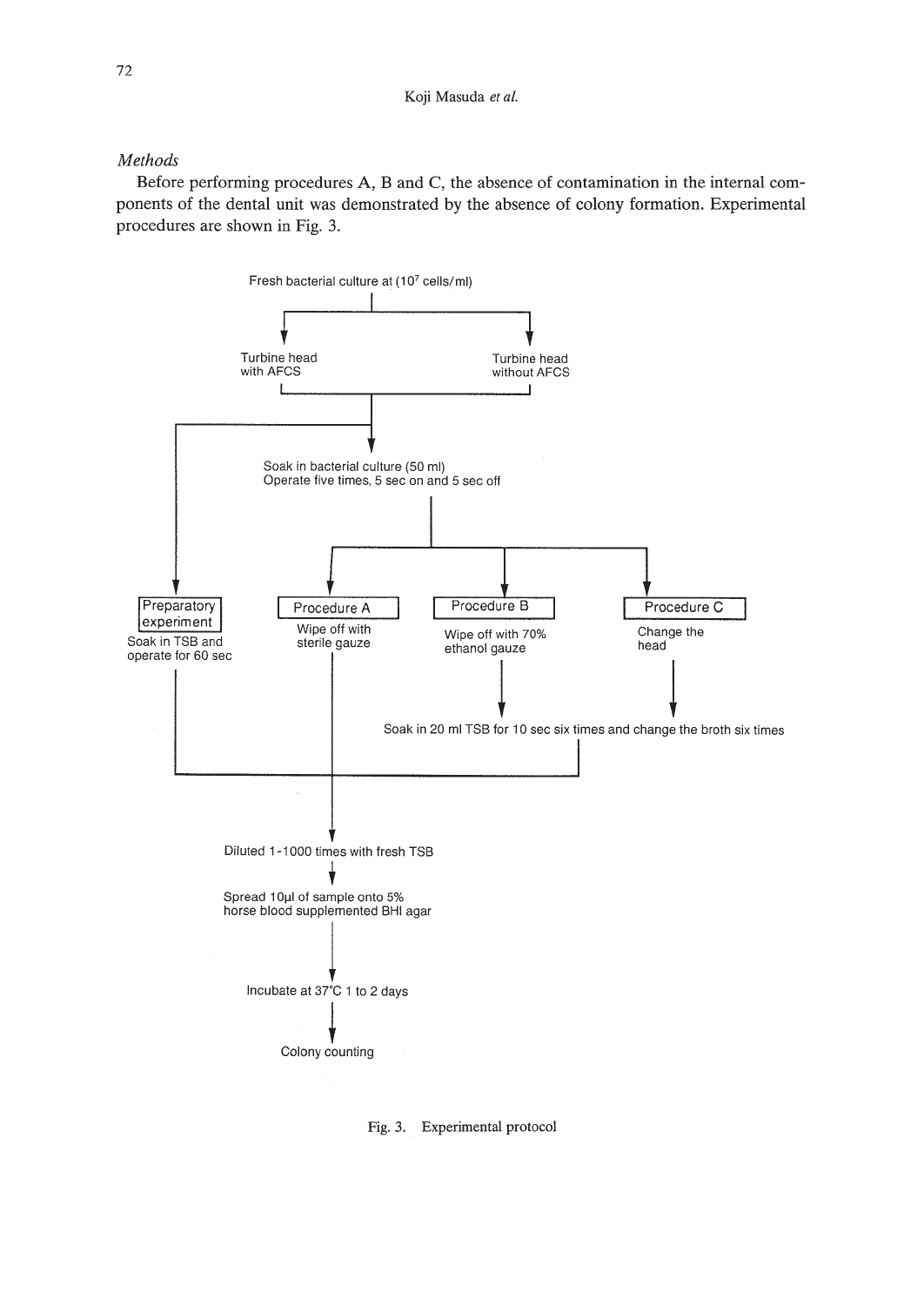### *Methods*

Before performing procedures A, B and C, the absence of contamination in the internal components of the dental unit was demonstrated by the absence of colony formation. Experimental procedures are shown in Fig. 3.

Fresh bacterial culture at ($10^7$ cells/ml)

- Turbine head with AFCS
- Turbine head without AFCS

Soak in bacterial culture (50 ml)
Operate five times, 5 sec on and 5 sec off

**Preparatory experiment**
Soak in TSB and operate for 60 sec

**Procedure A**
Wipe off with sterile gauze

**Procedure B**
Wipe off with 70% ethanol gauze

**Procedure C**
Change the head

Soak in 20 ml TSB for 10 sec six times and change the broth six times

Diluted 1-1000 times with fresh TSB

Spread 10μl of sample onto 5% horse blood supplemented BHI agar

Incubate at 37°C 1 to 2 days

Colony counting

Fig. 3. Experimental protocol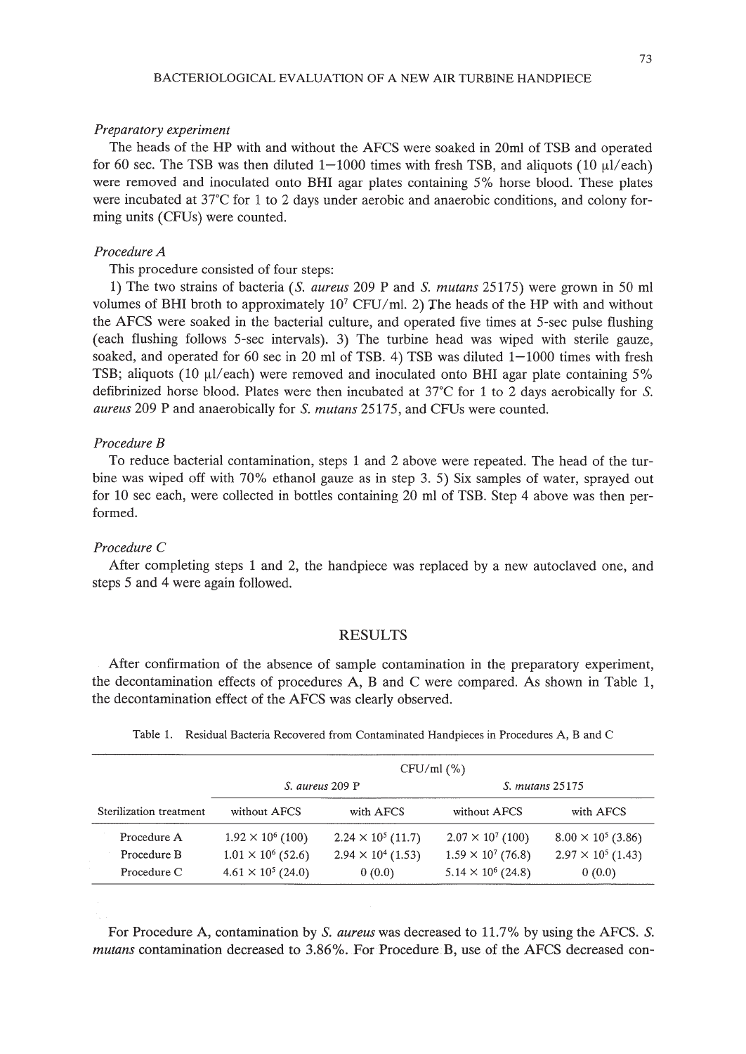*Preparatory experiment*

The heads of the HP with and without the AFCS were soaked in 20ml of TSB and operated for 60 sec. The TSB was then diluted 1−1000 times with fresh TSB, and aliquots (10 μl/each) were removed and inoculated onto BHI agar plates containing 5% horse blood. These plates were incubated at 37°C for 1 to 2 days under aerobic and anaerobic conditions, and colony forming units (CFUs) were counted.

*Procedure A*

This procedure consisted of four steps:

1) The two strains of bacteria (*S. aureus* 209 P and *S. mutans* 25175) were grown in 50 ml volumes of BHI broth to approximately $10^7$ CFU/ml. 2) The heads of the HP with and without the AFCS were soaked in the bacterial culture, and operated five times at 5-sec pulse flushing (each flushing follows 5-sec intervals). 3) The turbine head was wiped with sterile gauze, soaked, and operated for 60 sec in 20 ml of TSB. 4) TSB was diluted 1−1000 times with fresh TSB; aliquots (10 μl/each) were removed and inoculated onto BHI agar plate containing 5% defibrinized horse blood. Plates were then incubated at 37°C for 1 to 2 days aerobically for *S. aureus* 209 P and anaerobically for *S. mutans* 25175, and CFUs were counted.

*Procedure B*

To reduce bacterial contamination, steps 1 and 2 above were repeated. The head of the turbine was wiped off with 70% ethanol gauze as in step 3. 5) Six samples of water, sprayed out for 10 sec each, were collected in bottles containing 20 ml of TSB. Step 4 above was then performed.

*Procedure C*

After completing steps 1 and 2, the handpiece was replaced by a new autoclaved one, and steps 5 and 4 were again followed.

## RESULTS

After confirmation of the absence of sample contamination in the preparatory experiment, the decontamination effects of procedures A, B and C were compared. As shown in Table 1, the decontamination effect of the AFCS was clearly observed.

Table 1. Residual Bacteria Recovered from Contaminated Handpieces in Procedures A, B and C

| | CFU/ml (%) | | | |
|---|---|---|---|---|
| | *S. aureus* 209 P | | *S. mutans* 25175 | |
| Sterilization treatment | without AFCS | with AFCS | without AFCS | with AFCS |
| Procedure A | $1.92 \times 10^6$ (100) | $2.24 \times 10^5$ (11.7) | $2.07 \times 10^7$ (100) | $8.00 \times 10^5$ (3.86) |
| Procedure B | $1.01 \times 10^6$ (52.6) | $2.94 \times 10^4$ (1.53) | $1.59 \times 10^7$ (76.8) | $2.97 \times 10^5$ (1.43) |
| Procedure C | $4.61 \times 10^5$ (24.0) | 0 (0.0) | $5.14 \times 10^6$ (24.8) | 0 (0.0) |

For Procedure A, contamination by *S. aureus* was decreased to 11.7% by using the AFCS. *S. mutans* contamination decreased to 3.86%. For Procedure B, use of the AFCS decreased con-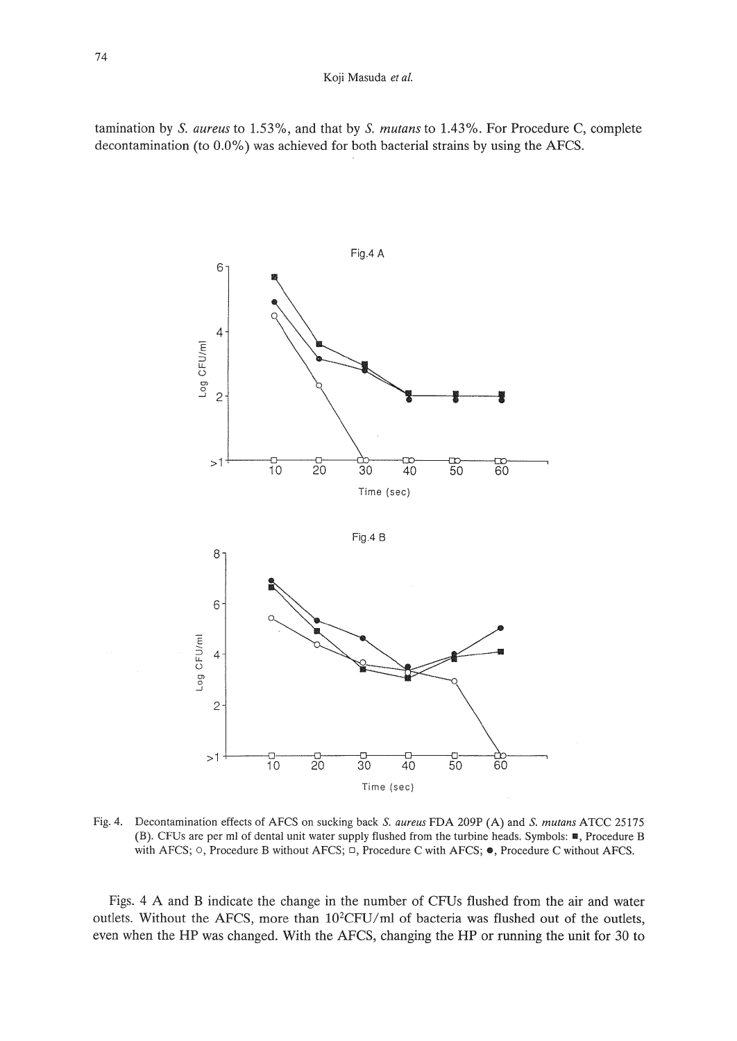tamination by *S. aureus* to 1.53%, and that by *S. mutans* to 1.43%. For Procedure C, complete decontamination (to 0.0%) was achieved for both bacterial strains by using the AFCS.

Fig. 4. Decontamination effects of AFCS on sucking back *S. aureus* FDA 209P (A) and *S. mutans* ATCC 25175 (B). CFUs are per ml of dental unit water supply flushed from the turbine heads. Symbols: ■, Procedure B with AFCS; ○, Procedure B without AFCS; □, Procedure C with AFCS; ●, Procedure C without AFCS.

Figs. 4 A and B indicate the change in the number of CFUs flushed from the air and water outlets. Without the AFCS, more than $10^2$CFU/ml of bacteria was flushed out of the outlets, even when the HP was changed. With the AFCS, changing the HP or running the unit for 30 to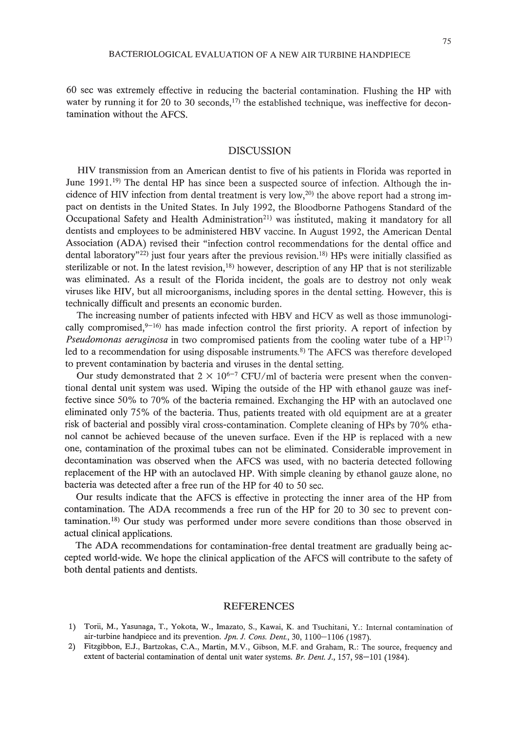60 sec was extremely effective in reducing the bacterial contamination. Flushing the HP with water by running it for 20 to 30 seconds,[17] the established technique, was ineffective for decontamination without the AFCS.

## DISCUSSION

HIV transmission from an American dentist to five of his patients in Florida was reported in June 1991.[19] The dental HP has since been a suspected source of infection. Although the incidence of HIV infection from dental treatment is very low,[20] the above report had a strong impact on dentists in the United States. In July 1992, the Bloodborne Pathogens Standard of the Occupational Safety and Health Administration[21] was instituted, making it mandatory for all dentists and employees to be administered HBV vaccine. In August 1992, the American Dental Association (ADA) revised their "infection control recommendations for the dental office and dental laboratory"[22] just four years after the previous revision.[18] HPs were initially classified as sterilizable or not. In the latest revision,[18] however, description of any HP that is not sterilizable was eliminated. As a result of the Florida incident, the goals are to destroy not only weak viruses like HIV, but all microorganisms, including spores in the dental setting. However, this is technically difficult and presents an economic burden.

The increasing number of patients infected with HBV and HCV as well as those immunologically compromised,[9–16] has made infection control the first priority. A report of infection by *Pseudomonas aeruginosa* in two compromised patients from the cooling water tube of a HP[17] led to a recommendation for using disposable instruments.[8] The AFCS was therefore developed to prevent contamination by bacteria and viruses in the dental setting.

Our study demonstrated that $2 \times 10^{6-7}$ CFU/ml of bacteria were present when the conventional dental unit system was used. Wiping the outside of the HP with ethanol gauze was ineffective since 50% to 70% of the bacteria remained. Exchanging the HP with an autoclaved one eliminated only 75% of the bacteria. Thus, patients treated with old equipment are at a greater risk of bacterial and possibly viral cross-contamination. Complete cleaning of HPs by 70% ethanol cannot be achieved because of the uneven surface. Even if the HP is replaced with a new one, contamination of the proximal tubes can not be eliminated. Considerable improvement in decontamination was observed when the AFCS was used, with no bacteria detected following replacement of the HP with an autoclaved HP. With simple cleaning by ethanol gauze alone, no bacteria was detected after a free run of the HP for 40 to 50 sec.

Our results indicate that the AFCS is effective in protecting the inner area of the HP from contamination. The ADA recommends a free run of the HP for 20 to 30 sec to prevent contamination.[18] Our study was performed under more severe conditions than those observed in actual clinical applications.

The ADA recommendations for contamination-free dental treatment are gradually being accepted world-wide. We hope the clinical application of the AFCS will contribute to the safety of both dental patients and dentists.

## REFERENCES

1) Torii, M., Yasunaga, T., Yokota, W., Imazato, S., Kawai, K. and Tsuchitani, Y.: Internal contamination of air-turbine handpiece and its prevention. *Jpn. J. Cons. Dent.*, 30, 1100–1106 (1987).
2) Fitzgibbon, E.J., Bartzokas, C.A., Martin, M.V., Gibson, M.F. and Graham, R.: The source, frequency and extent of bacterial contamination of dental unit water systems. *Br. Dent. J.*, 157, 98–101 (1984).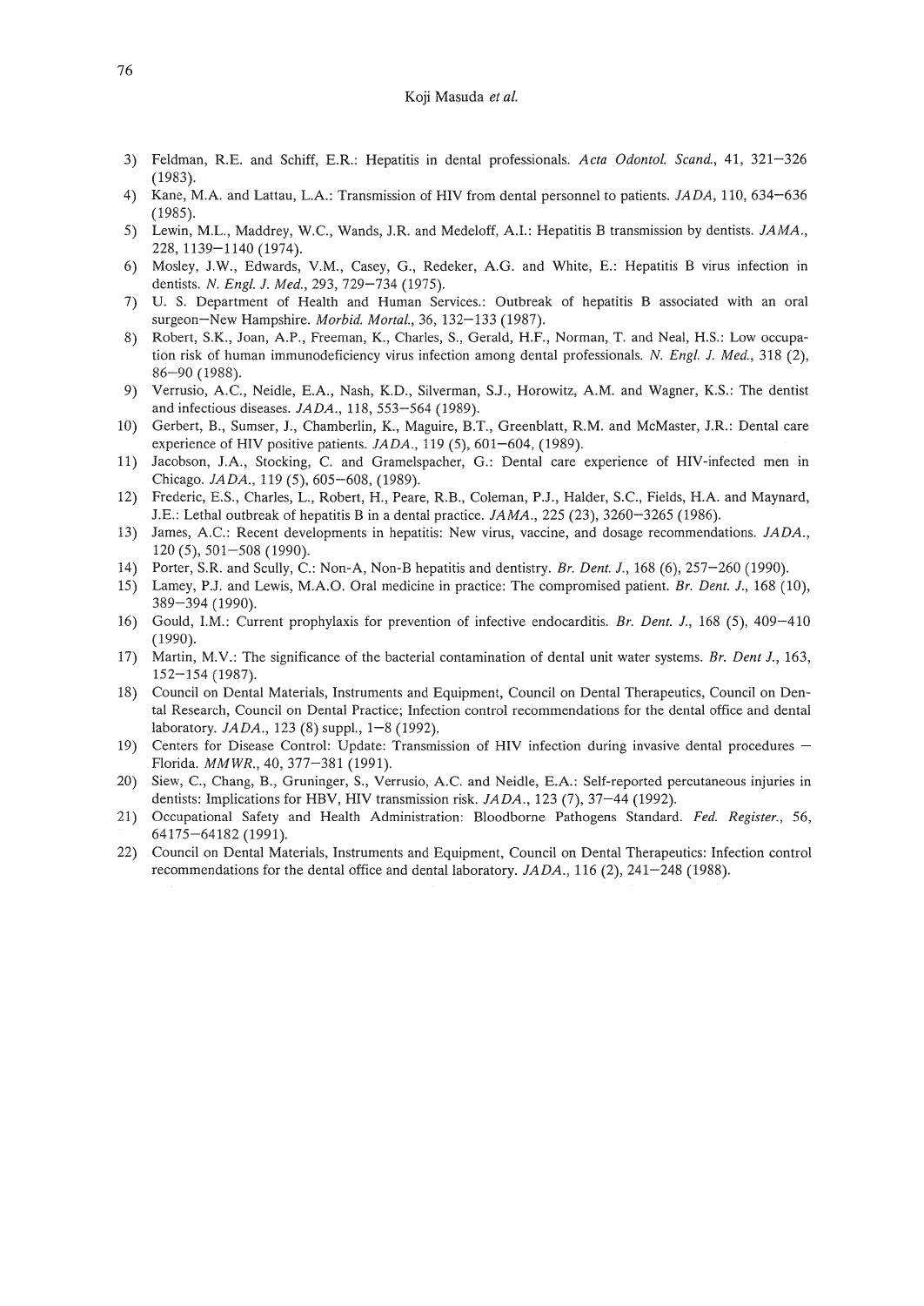3) Feldman, R.E. and Schiff, E.R.: Hepatitis in dental professionals. *Acta Odontol. Scand.*, 41, 321–326 (1983).
4) Kane, M.A. and Lattau, L.A.: Transmission of HIV from dental personnel to patients. *JADA*, 110, 634–636 (1985).
5) Lewin, M.L., Maddrey, W.C., Wands, J.R. and Medeloff, A.I.: Hepatitis B transmission by dentists. *JAMA.*, 228, 1139–1140 (1974).
6) Mosley, J.W., Edwards, V.M., Casey, G., Redeker, A.G. and White, E.: Hepatitis B virus infection in dentists. *N. Engl. J. Med.*, 293, 729–734 (1975).
7) U. S. Department of Health and Human Services.: Outbreak of hepatitis B associated with an oral surgeon–New Hampshire. *Morbid. Mortal.*, 36, 132–133 (1987).
8) Robert, S.K., Joan, A.P., Freeman, K., Charles, S., Gerald, H.F., Norman, T. and Neal, H.S.: Low occupation risk of human immunodeficiency virus infection among dental professionals. *N. Engl. J. Med.*, 318 (2), 86–90 (1988).
9) Verrusio, A.C., Neidle, E.A., Nash, K.D., Silverman, S.J., Horowitz, A.M. and Wagner, K.S.: The dentist and infectious diseases. *JADA.*, 118, 553–564 (1989).
10) Gerbert, B., Sumser, J., Chamberlin, K., Maguire, B.T., Greenblatt, R.M. and McMaster, J.R.: Dental care experience of HIV positive patients. *JADA.*, 119 (5), 601–604, (1989).
11) Jacobson, J.A., Stocking, C. and Gramelspacher, G.: Dental care experience of HIV-infected men in Chicago. *JADA.*, 119 (5), 605–608, (1989).
12) Frederic, E.S., Charles, L., Robert, H., Peare, R.B., Coleman, P.J., Halder, S.C., Fields, H.A. and Maynard, J.E.: Lethal outbreak of hepatitis B in a dental practice. *JAMA.*, 225 (23), 3260–3265 (1986).
13) James, A.C.: Recent developments in hepatitis: New virus, vaccine, and dosage recommendations. *JADA.*, 120 (5), 501–508 (1990).
14) Porter, S.R. and Scully, C.: Non-A, Non-B hepatitis and dentistry. *Br. Dent. J.*, 168 (6), 257–260 (1990).
15) Lamey, P.J. and Lewis, M.A.O. Oral medicine in practice: The compromised patient. *Br. Dent. J.*, 168 (10), 389–394 (1990).
16) Gould, I.M.: Current prophylaxis for prevention of infective endocarditis. *Br. Dent. J.*, 168 (5), 409–410 (1990).
17) Martin, M.V.: The significance of the bacterial contamination of dental unit water systems. *Br. Dent J.*, 163, 152–154 (1987).
18) Council on Dental Materials, Instruments and Equipment, Council on Dental Therapeutics, Council on Dental Research, Council on Dental Practice; Infection control recommendations for the dental office and dental laboratory. *JADA.*, 123 (8) suppl., 1–8 (1992).
19) Centers for Disease Control: Update: Transmission of HIV infection during invasive dental procedures – Florida. *MMWR.*, 40, 377–381 (1991).
20) Siew, C., Chang, B., Gruninger, S., Verrusio, A.C. and Neidle, E.A.: Self-reported percutaneous injuries in dentists: Implications for HBV, HIV transmission risk. *JADA.*, 123 (7), 37–44 (1992).
21) Occupational Safety and Health Administration: Bloodborne Pathogens Standard. *Fed. Register.*, 56, 64175–64182 (1991).
22) Council on Dental Materials, Instruments and Equipment, Council on Dental Therapeutics: Infection control recommendations for the dental office and dental laboratory. *JADA.*, 116 (2), 241–248 (1988).